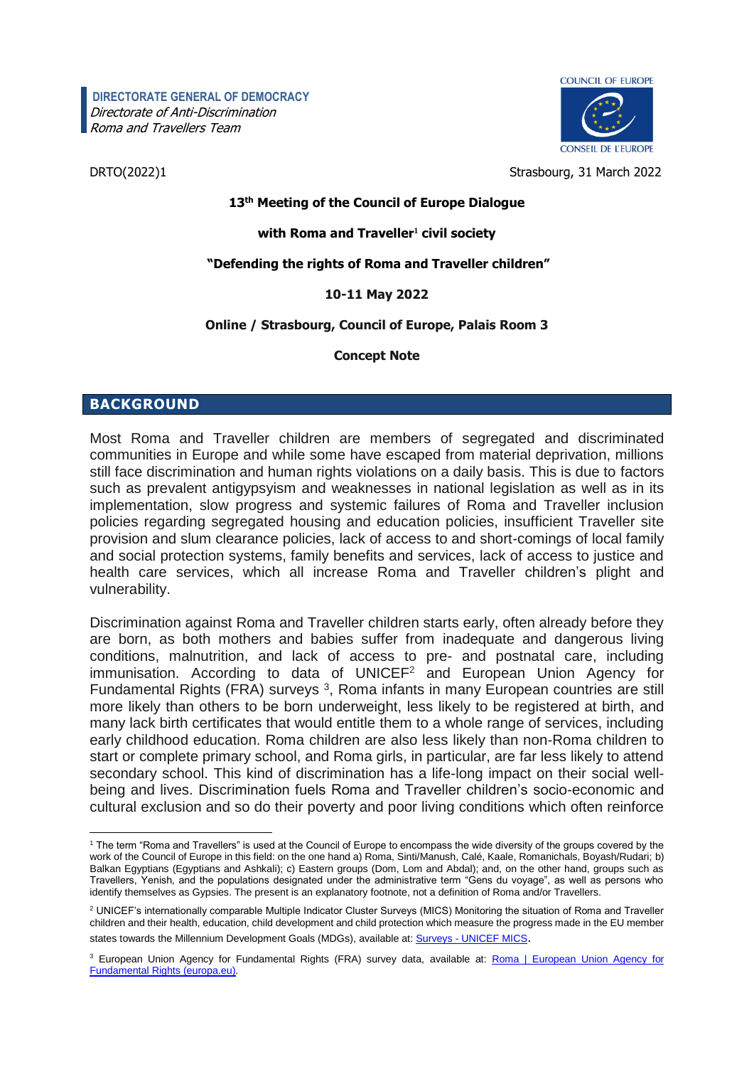**DIRECTORATE GENERAL OF DEMOCRACY**
*Directorate of Anti-Discrimination*
*Roma and Travellers Team*

COUNCIL OF EUROPE
CONSEIL DE L'EUROPE

DRTO(2022)1

Strasbourg, 31 March 2022

**13th Meeting of the Council of Europe Dialogue**

**with Roma and Traveller[1] civil society**

**"Defending the rights of Roma and Traveller children"**

**10-11 May 2022**

**Online / Strasbourg, Council of Europe, Palais Room 3**

**Concept Note**

## BACKGROUND

Most Roma and Traveller children are members of segregated and discriminated communities in Europe and while some have escaped from material deprivation, millions still face discrimination and human rights violations on a daily basis. This is due to factors such as prevalent antigypsyism and weaknesses in national legislation as well as in its implementation, slow progress and systemic failures of Roma and Traveller inclusion policies regarding segregated housing and education policies, insufficient Traveller site provision and slum clearance policies, lack of access to and short-comings of local family and social protection systems, family benefits and services, lack of access to justice and health care services, which all increase Roma and Traveller children's plight and vulnerability.

Discrimination against Roma and Traveller children starts early, often already before they are born, as both mothers and babies suffer from inadequate and dangerous living conditions, malnutrition, and lack of access to pre- and postnatal care, including immunisation. According to data of UNICEF[2] and European Union Agency for Fundamental Rights (FRA) surveys [3], Roma infants in many European countries are still more likely than others to be born underweight, less likely to be registered at birth, and many lack birth certificates that would entitle them to a whole range of services, including early childhood education. Roma children are also less likely than non-Roma children to start or complete primary school, and Roma girls, in particular, are far less likely to attend secondary school. This kind of discrimination has a life-long impact on their social well-being and lives. Discrimination fuels Roma and Traveller children's socio-economic and cultural exclusion and so do their poverty and poor living conditions which often reinforce

---

[1] The term "Roma and Travellers" is used at the Council of Europe to encompass the wide diversity of the groups covered by the work of the Council of Europe in this field: on the one hand a) Roma, Sinti/Manush, Calé, Kaale, Romanichals, Boyash/Rudari; b) Balkan Egyptians (Egyptians and Ashkali); c) Eastern groups (Dom, Lom and Abdal); and, on the other hand, groups such as Travellers, Yenish, and the populations designated under the administrative term "Gens du voyage", as well as persons who identify themselves as Gypsies. The present is an explanatory footnote, not a definition of Roma and/or Travellers.

[2] UNICEF's internationally comparable Multiple Indicator Cluster Surveys (MICS) Monitoring the situation of Roma and Traveller children and their health, education, child development and child protection which measure the progress made in the EU member states towards the Millennium Development Goals (MDGs), available at: Surveys - UNICEF MICS.

[3] European Union Agency for Fundamental Rights (FRA) survey data, available at: Roma | European Union Agency for Fundamental Rights (europa.eu).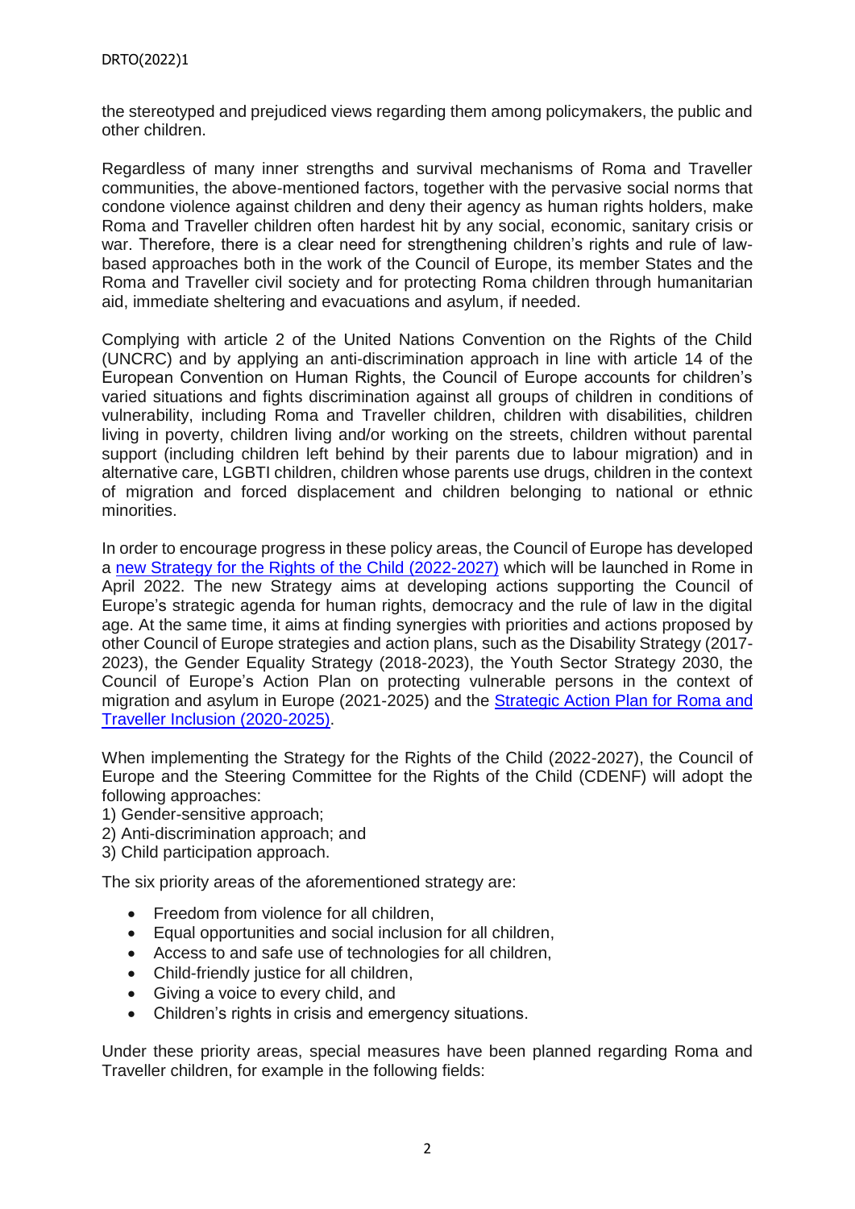the stereotyped and prejudiced views regarding them among policymakers, the public and other children.

Regardless of many inner strengths and survival mechanisms of Roma and Traveller communities, the above-mentioned factors, together with the pervasive social norms that condone violence against children and deny their agency as human rights holders, make Roma and Traveller children often hardest hit by any social, economic, sanitary crisis or war. Therefore, there is a clear need for strengthening children's rights and rule of law-based approaches both in the work of the Council of Europe, its member States and the Roma and Traveller civil society and for protecting Roma children through humanitarian aid, immediate sheltering and evacuations and asylum, if needed.

Complying with article 2 of the United Nations Convention on the Rights of the Child (UNCRC) and by applying an anti-discrimination approach in line with article 14 of the European Convention on Human Rights, the Council of Europe accounts for children's varied situations and fights discrimination against all groups of children in conditions of vulnerability, including Roma and Traveller children, children with disabilities, children living in poverty, children living and/or working on the streets, children without parental support (including children left behind by their parents due to labour migration) and in alternative care, LGBTI children, children whose parents use drugs, children in the context of migration and forced displacement and children belonging to national or ethnic minorities.

In order to encourage progress in these policy areas, the Council of Europe has developed a new Strategy for the Rights of the Child (2022-2027) which will be launched in Rome in April 2022. The new Strategy aims at developing actions supporting the Council of Europe's strategic agenda for human rights, democracy and the rule of law in the digital age. At the same time, it aims at finding synergies with priorities and actions proposed by other Council of Europe strategies and action plans, such as the Disability Strategy (2017-2023), the Gender Equality Strategy (2018-2023), the Youth Sector Strategy 2030, the Council of Europe's Action Plan on protecting vulnerable persons in the context of migration and asylum in Europe (2021-2025) and the Strategic Action Plan for Roma and Traveller Inclusion (2020-2025).

When implementing the Strategy for the Rights of the Child (2022-2027), the Council of Europe and the Steering Committee for the Rights of the Child (CDENF) will adopt the following approaches:
1) Gender-sensitive approach;
2) Anti-discrimination approach; and
3) Child participation approach.

The six priority areas of the aforementioned strategy are:

- Freedom from violence for all children,
- Equal opportunities and social inclusion for all children,
- Access to and safe use of technologies for all children,
- Child-friendly justice for all children,
- Giving a voice to every child, and
- Children's rights in crisis and emergency situations.

Under these priority areas, special measures have been planned regarding Roma and Traveller children, for example in the following fields: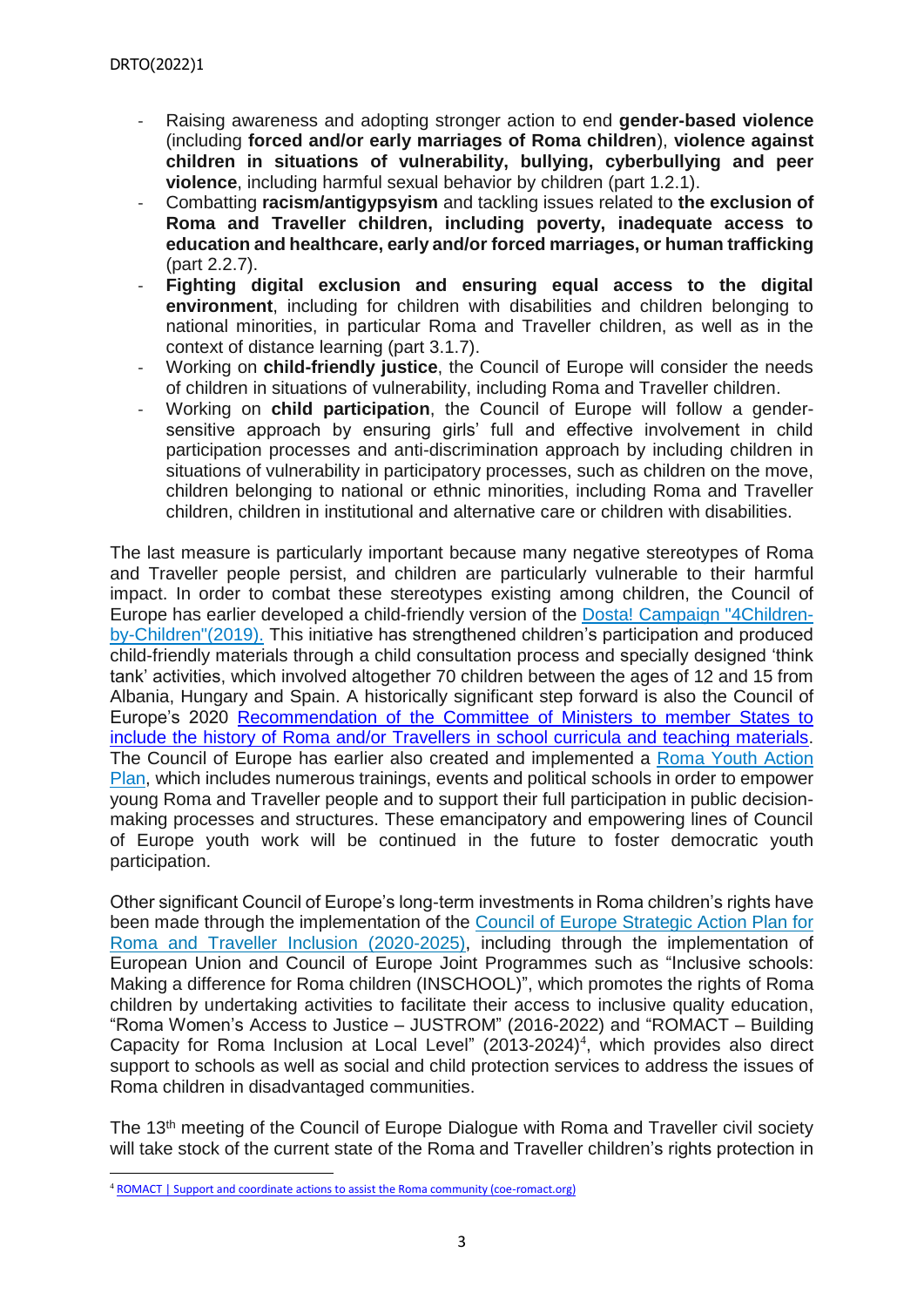- Raising awareness and adopting stronger action to end **gender-based violence** (including **forced and/or early marriages of Roma children**), **violence against children in situations of vulnerability, bullying, cyberbullying and peer violence**, including harmful sexual behavior by children (part 1.2.1).
- Combatting **racism/antigypsyism** and tackling issues related to **the exclusion of Roma and Traveller children, including poverty, inadequate access to education and healthcare, early and/or forced marriages, or human trafficking** (part 2.2.7).
- **Fighting digital exclusion and ensuring equal access to the digital environment**, including for children with disabilities and children belonging to national minorities, in particular Roma and Traveller children, as well as in the context of distance learning (part 3.1.7).
- Working on **child-friendly justice**, the Council of Europe will consider the needs of children in situations of vulnerability, including Roma and Traveller children.
- Working on **child participation**, the Council of Europe will follow a gender-sensitive approach by ensuring girls' full and effective involvement in child participation processes and anti-discrimination approach by including children in situations of vulnerability in participatory processes, such as children on the move, children belonging to national or ethnic minorities, including Roma and Traveller children, children in institutional and alternative care or children with disabilities.

The last measure is particularly important because many negative stereotypes of Roma and Traveller people persist, and children are particularly vulnerable to their harmful impact. In order to combat these stereotypes existing among children, the Council of Europe has earlier developed a child-friendly version of the Dosta! Campaign "4Children-by-Children"(2019). This initiative has strengthened children's participation and produced child-friendly materials through a child consultation process and specially designed 'think tank' activities, which involved altogether 70 children between the ages of 12 and 15 from Albania, Hungary and Spain. A historically significant step forward is also the Council of Europe's 2020 Recommendation of the Committee of Ministers to member States to include the history of Roma and/or Travellers in school curricula and teaching materials. The Council of Europe has earlier also created and implemented a Roma Youth Action Plan, which includes numerous trainings, events and political schools in order to empower young Roma and Traveller people and to support their full participation in public decision-making processes and structures. These emancipatory and empowering lines of Council of Europe youth work will be continued in the future to foster democratic youth participation.

Other significant Council of Europe's long-term investments in Roma children's rights have been made through the implementation of the Council of Europe Strategic Action Plan for Roma and Traveller Inclusion (2020-2025), including through the implementation of European Union and Council of Europe Joint Programmes such as "Inclusive schools: Making a difference for Roma children (INSCHOOL)", which promotes the rights of Roma children by undertaking activities to facilitate their access to inclusive quality education, "Roma Women's Access to Justice – JUSTROM" (2016-2022) and "ROMACT – Building Capacity for Roma Inclusion at Local Level" (2013-2024)[4], which provides also direct support to schools as well as social and child protection services to address the issues of Roma children in disadvantaged communities.

The 13th meeting of the Council of Europe Dialogue with Roma and Traveller civil society will take stock of the current state of the Roma and Traveller children's rights protection in

[4] ROMACT | Support and coordinate actions to assist the Roma community (coe-romact.org)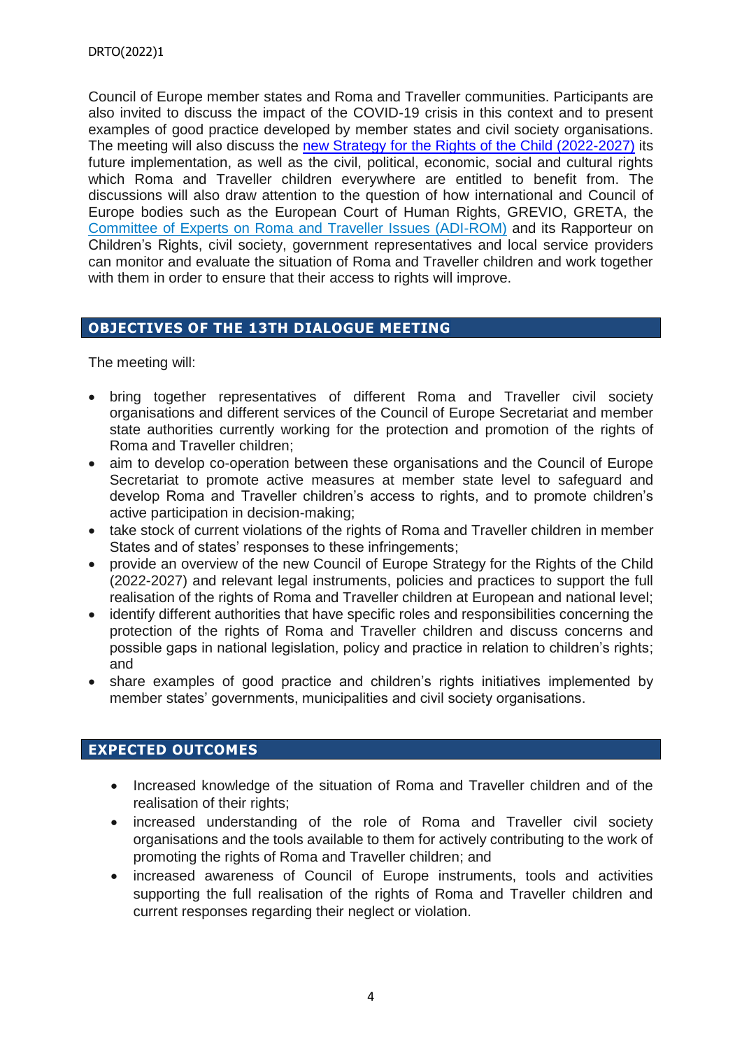Council of Europe member states and Roma and Traveller communities. Participants are also invited to discuss the impact of the COVID-19 crisis in this context and to present examples of good practice developed by member states and civil society organisations. The meeting will also discuss the new Strategy for the Rights of the Child (2022-2027) its future implementation, as well as the civil, political, economic, social and cultural rights which Roma and Traveller children everywhere are entitled to benefit from. The discussions will also draw attention to the question of how international and Council of Europe bodies such as the European Court of Human Rights, GREVIO, GRETA, the Committee of Experts on Roma and Traveller Issues (ADI-ROM) and its Rapporteur on Children's Rights, civil society, government representatives and local service providers can monitor and evaluate the situation of Roma and Traveller children and work together with them in order to ensure that their access to rights will improve.

## OBJECTIVES OF THE 13TH DIALOGUE MEETING

The meeting will:

- bring together representatives of different Roma and Traveller civil society organisations and different services of the Council of Europe Secretariat and member state authorities currently working for the protection and promotion of the rights of Roma and Traveller children;
- aim to develop co-operation between these organisations and the Council of Europe Secretariat to promote active measures at member state level to safeguard and develop Roma and Traveller children's access to rights, and to promote children's active participation in decision-making;
- take stock of current violations of the rights of Roma and Traveller children in member States and of states' responses to these infringements;
- provide an overview of the new Council of Europe Strategy for the Rights of the Child (2022-2027) and relevant legal instruments, policies and practices to support the full realisation of the rights of Roma and Traveller children at European and national level;
- identify different authorities that have specific roles and responsibilities concerning the protection of the rights of Roma and Traveller children and discuss concerns and possible gaps in national legislation, policy and practice in relation to children's rights; and
- share examples of good practice and children's rights initiatives implemented by member states' governments, municipalities and civil society organisations.

## EXPECTED OUTCOMES

- Increased knowledge of the situation of Roma and Traveller children and of the realisation of their rights;
- increased understanding of the role of Roma and Traveller civil society organisations and the tools available to them for actively contributing to the work of promoting the rights of Roma and Traveller children; and
- increased awareness of Council of Europe instruments, tools and activities supporting the full realisation of the rights of Roma and Traveller children and current responses regarding their neglect or violation.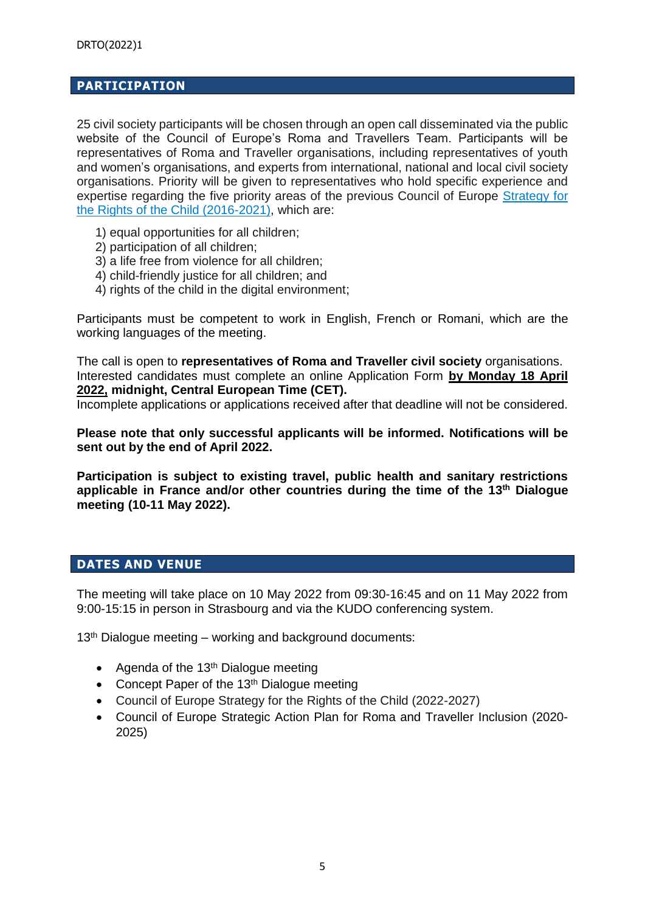## PARTICIPATION

25 civil society participants will be chosen through an open call disseminated via the public website of the Council of Europe's Roma and Travellers Team. Participants will be representatives of Roma and Traveller organisations, including representatives of youth and women's organisations, and experts from international, national and local civil society organisations. Priority will be given to representatives who hold specific experience and expertise regarding the five priority areas of the previous Council of Europe Strategy for the Rights of the Child (2016-2021), which are:

1) equal opportunities for all children;
2) participation of all children;
3) a life free from violence for all children;
4) child-friendly justice for all children; and
4) rights of the child in the digital environment;

Participants must be competent to work in English, French or Romani, which are the working languages of the meeting.

The call is open to **representatives of Roma and Traveller civil society** organisations. Interested candidates must complete an online Application Form **by Monday 18 April 2022, midnight, Central European Time (CET).**
Incomplete applications or applications received after that deadline will not be considered.

**Please note that only successful applicants will be informed. Notifications will be sent out by the end of April 2022.**

**Participation is subject to existing travel, public health and sanitary restrictions applicable in France and/or other countries during the time of the 13th Dialogue meeting (10-11 May 2022).**

## DATES AND VENUE

The meeting will take place on 10 May 2022 from 09:30-16:45 and on 11 May 2022 from 9:00-15:15 in person in Strasbourg and via the KUDO conferencing system.

13th Dialogue meeting – working and background documents:

- Agenda of the 13th Dialogue meeting
- Concept Paper of the 13th Dialogue meeting
- Council of Europe Strategy for the Rights of the Child (2022-2027)
- Council of Europe Strategic Action Plan for Roma and Traveller Inclusion (2020-2025)